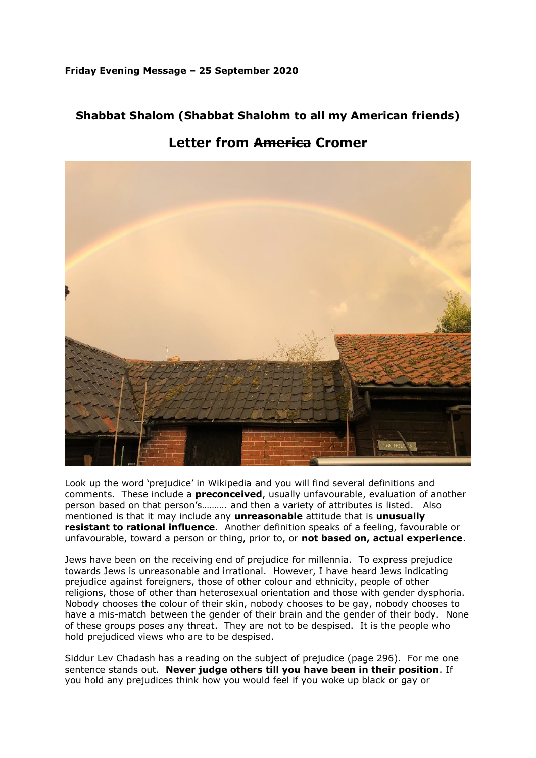**Friday Evening Message – 25 September 2020**

## Shabbat Shalom (Shabbat Shalohm to all my American friends)

## Letter from ~~America~~ Cromer

Look up the word 'prejudice' in Wikipedia and you will find several definitions and comments. These include a **preconceived**, usually unfavourable, evaluation of another person based on that person's………. and then a variety of attributes is listed. Also mentioned is that it may include any **unreasonable** attitude that is **unusually resistant to rational influence**. Another definition speaks of a feeling, favourable or unfavourable, toward a person or thing, prior to, or **not based on, actual experience**.

Jews have been on the receiving end of prejudice for millennia. To express prejudice towards Jews is unreasonable and irrational. However, I have heard Jews indicating prejudice against foreigners, those of other colour and ethnicity, people of other religions, those of other than heterosexual orientation and those with gender dysphoria. Nobody chooses the colour of their skin, nobody chooses to be gay, nobody chooses to have a mis-match between the gender of their brain and the gender of their body. None of these groups poses any threat. They are not to be despised. It is the people who hold prejudiced views who are to be despised.

Siddur Lev Chadash has a reading on the subject of prejudice (page 296). For me one sentence stands out. **Never judge others till you have been in their position**. If you hold any prejudices think how you would feel if you woke up black or gay or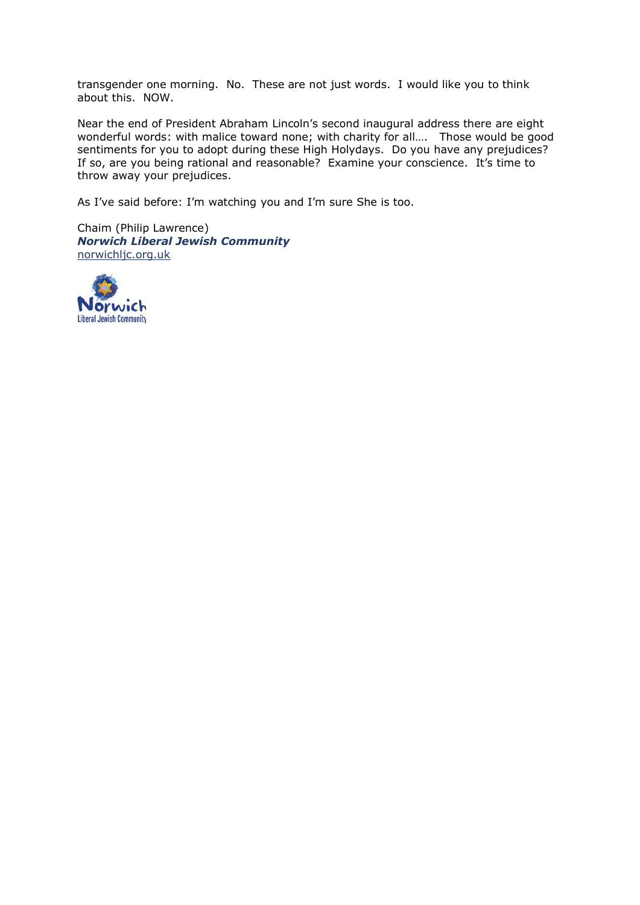transgender one morning. No. These are not just words. I would like you to think about this. NOW.

Near the end of President Abraham Lincoln's second inaugural address there are eight wonderful words: with malice toward none; with charity for all…. Those would be good sentiments for you to adopt during these High Holydays. Do you have any prejudices? If so, are you being rational and reasonable? Examine your conscience. It's time to throw away your prejudices.

As I've said before: I'm watching you and I'm sure She is too.

Chaim (Philip Lawrence)
***Norwich Liberal Jewish Community***
norwichljc.org.uk

Norwich
Liberal Jewish Community